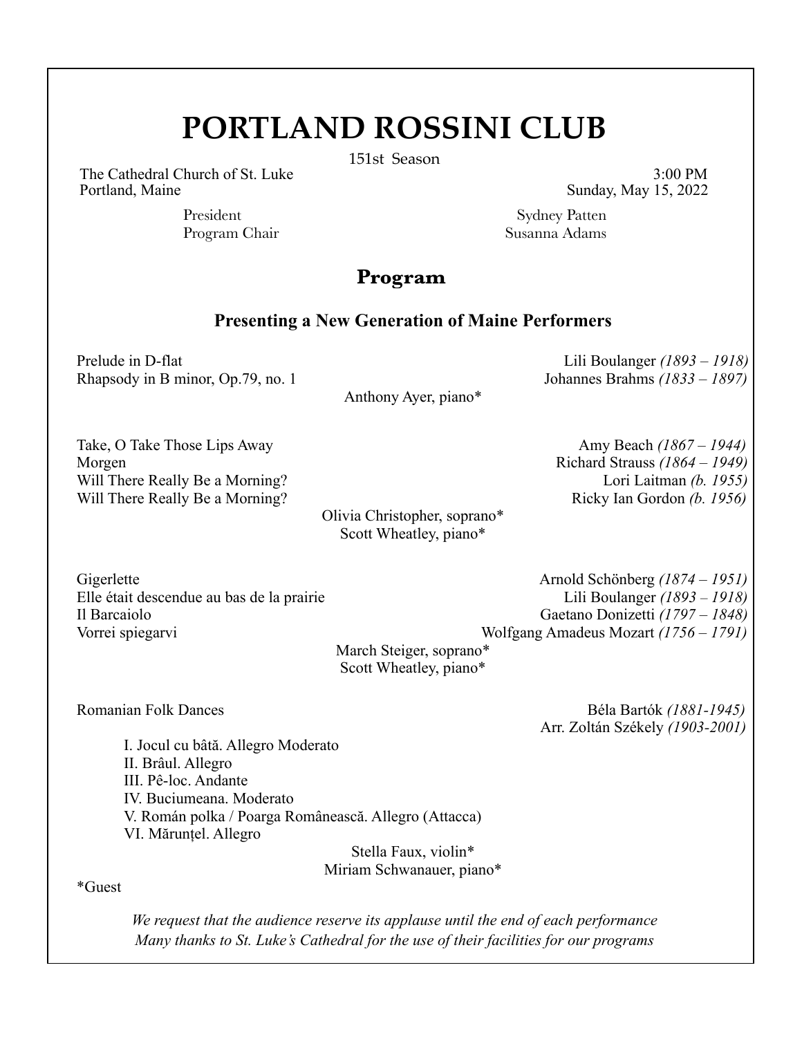# PORTLAND ROSSINI CLUB

151st Season

The Cathedral Church of St. Luke
Portland, Maine

3:00 PM
Sunday, May 15, 2022

President — Sydney Patten
Program Chair — Susanna Adams

## Program

### Presenting a New Generation of Maine Performers

Prelude in D-flat — Lili Boulanger *(1893 – 1918)*
Rhapsody in B minor, Op.79, no. 1 — Johannes Brahms *(1833 – 1897)*

Anthony Ayer, piano*

Take, O Take Those Lips Away — Amy Beach *(1867 – 1944)*
Morgen — Richard Strauss *(1864 – 1949)*
Will There Really Be a Morning? — Lori Laitman *(b. 1955)*
Will There Really Be a Morning? — Ricky Ian Gordon *(b. 1956)*

Olivia Christopher, soprano*
Scott Wheatley, piano*

Gigerlette — Arnold Schönberg *(1874 – 1951)*
Elle était descendue au bas de la prairie — Lili Boulanger *(1893 – 1918)*
Il Barcaiolo — Gaetano Donizetti *(1797 – 1848)*
Vorrei spiegarvi — Wolfgang Amadeus Mozart *(1756 – 1791)*

March Steiger, soprano*
Scott Wheatley, piano*

Romanian Folk Dances — Béla Bartók *(1881-1945)*
Arr. Zoltán Székely *(1903-2001)*

I. Jocul cu bâtă. Allegro Moderato
II. Brâul. Allegro
III. Pê-loc. Andante
IV. Buciumeana. Moderato
V. Román polka / Poarga Românească. Allegro (Attacca)
VI. Mărunțel. Allegro

Stella Faux, violin*
Miriam Schwanauer, piano*

*Guest

*We request that the audience reserve its applause until the end of each performance*
*Many thanks to St. Luke's Cathedral for the use of their facilities for our programs*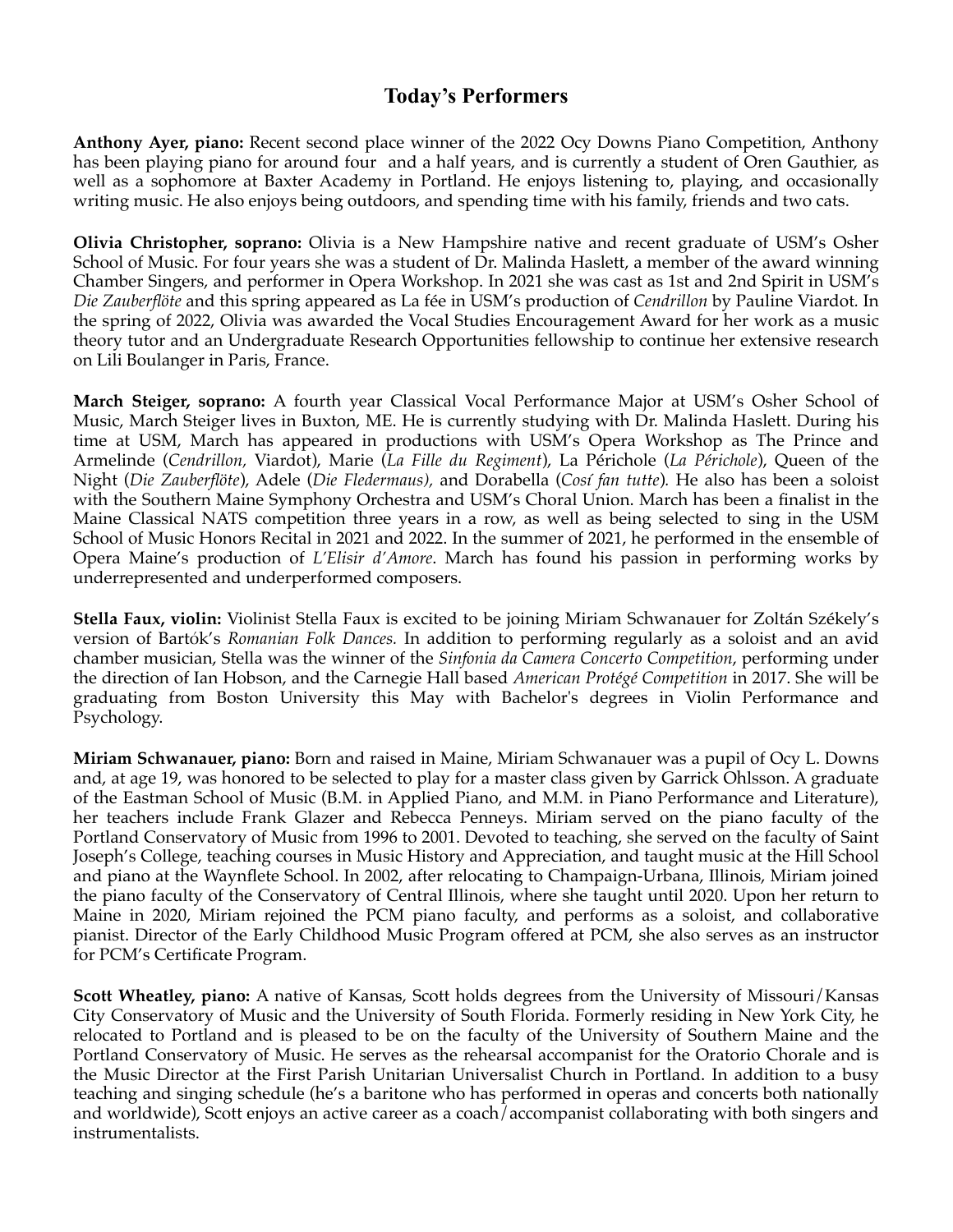# Today's Performers

**Anthony Ayer, piano:** Recent second place winner of the 2022 Ocy Downs Piano Competition, Anthony has been playing piano for around four and a half years, and is currently a student of Oren Gauthier, as well as a sophomore at Baxter Academy in Portland. He enjoys listening to, playing, and occasionally writing music. He also enjoys being outdoors, and spending time with his family, friends and two cats.

**Olivia Christopher, soprano:** Olivia is a New Hampshire native and recent graduate of USM's Osher School of Music. For four years she was a student of Dr. Malinda Haslett, a member of the award winning Chamber Singers, and performer in Opera Workshop. In 2021 she was cast as 1st and 2nd Spirit in USM's *Die Zauberflöte* and this spring appeared as La fée in USM's production of *Cendrillon* by Pauline Viardot. In the spring of 2022, Olivia was awarded the Vocal Studies Encouragement Award for her work as a music theory tutor and an Undergraduate Research Opportunities fellowship to continue her extensive research on Lili Boulanger in Paris, France.

**March Steiger, soprano:** A fourth year Classical Vocal Performance Major at USM's Osher School of Music, March Steiger lives in Buxton, ME. He is currently studying with Dr. Malinda Haslett. During his time at USM, March has appeared in productions with USM's Opera Workshop as The Prince and Armelinde (*Cendrillon,* Viardot), Marie (*La Fille du Regiment*), La Périchole (*La Périchole*), Queen of the Night (*Die Zauberflöte*), Adele (*Die Fledermaus),* and Dorabella (*Cosí fan tutte*). He also has been a soloist with the Southern Maine Symphony Orchestra and USM's Choral Union. March has been a finalist in the Maine Classical NATS competition three years in a row, as well as being selected to sing in the USM School of Music Honors Recital in 2021 and 2022. In the summer of 2021, he performed in the ensemble of Opera Maine's production of *L'Elisir d'Amore*. March has found his passion in performing works by underrepresented and underperformed composers.

**Stella Faux, violin:** Violinist Stella Faux is excited to be joining Miriam Schwanauer for Zoltán Székely's version of Bartók's *Romanian Folk Dances.* In addition to performing regularly as a soloist and an avid chamber musician, Stella was the winner of the *Sinfonia da Camera Concerto Competition*, performing under the direction of Ian Hobson, and the Carnegie Hall based *American Protégé Competition* in 2017. She will be graduating from Boston University this May with Bachelor's degrees in Violin Performance and Psychology.

**Miriam Schwanauer, piano:** Born and raised in Maine, Miriam Schwanauer was a pupil of Ocy L. Downs and, at age 19, was honored to be selected to play for a master class given by Garrick Ohlsson. A graduate of the Eastman School of Music (B.M. in Applied Piano, and M.M. in Piano Performance and Literature), her teachers include Frank Glazer and Rebecca Penneys. Miriam served on the piano faculty of the Portland Conservatory of Music from 1996 to 2001. Devoted to teaching, she served on the faculty of Saint Joseph's College, teaching courses in Music History and Appreciation, and taught music at the Hill School and piano at the Waynflete School. In 2002, after relocating to Champaign-Urbana, Illinois, Miriam joined the piano faculty of the Conservatory of Central Illinois, where she taught until 2020. Upon her return to Maine in 2020, Miriam rejoined the PCM piano faculty, and performs as a soloist, and collaborative pianist. Director of the Early Childhood Music Program offered at PCM, she also serves as an instructor for PCM's Certificate Program.

**Scott Wheatley, piano:** A native of Kansas, Scott holds degrees from the University of Missouri/Kansas City Conservatory of Music and the University of South Florida. Formerly residing in New York City, he relocated to Portland and is pleased to be on the faculty of the University of Southern Maine and the Portland Conservatory of Music. He serves as the rehearsal accompanist for the Oratorio Chorale and is the Music Director at the First Parish Unitarian Universalist Church in Portland. In addition to a busy teaching and singing schedule (he's a baritone who has performed in operas and concerts both nationally and worldwide), Scott enjoys an active career as a coach/accompanist collaborating with both singers and instrumentalists.